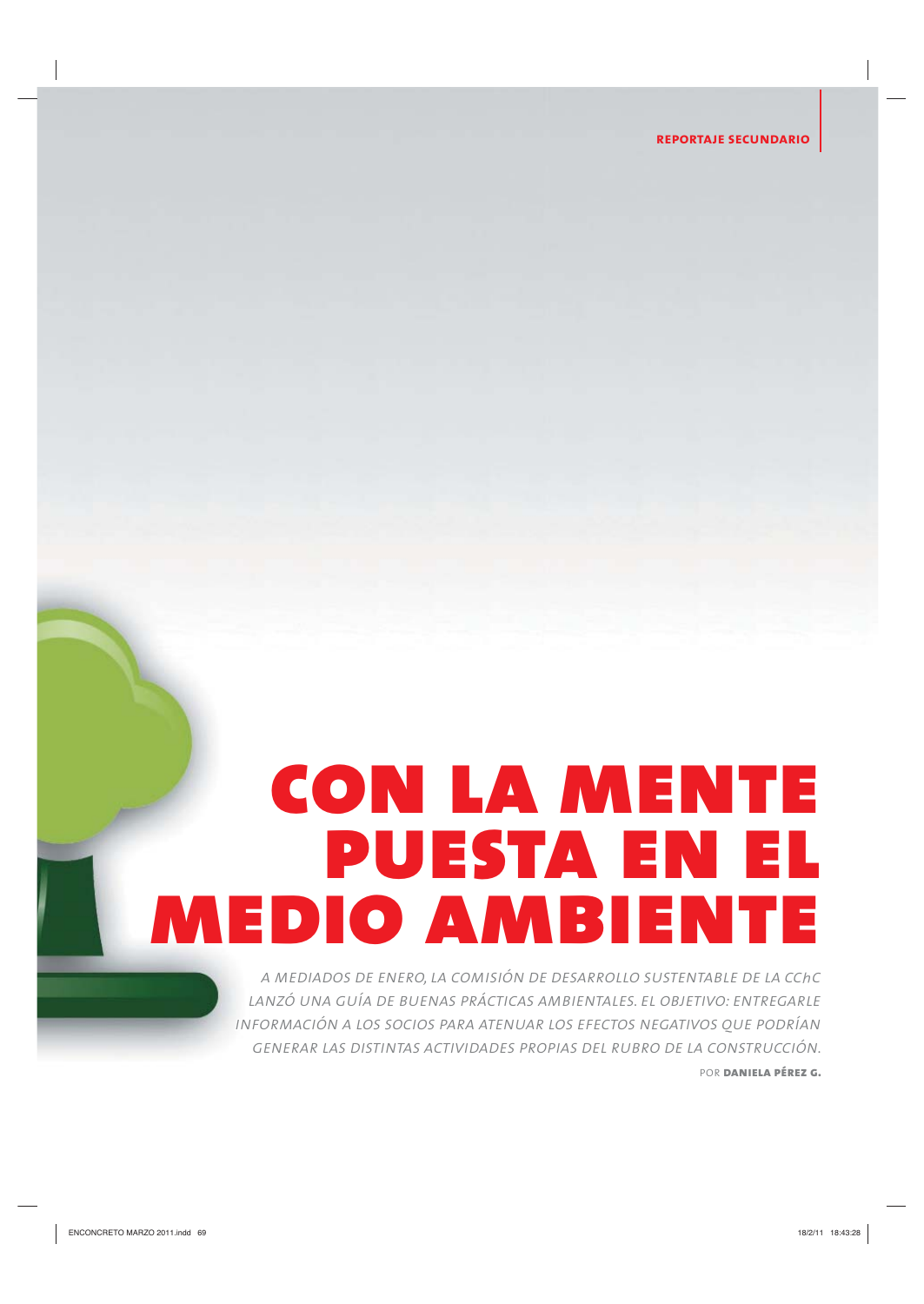REPORTAJE SECUNDARIO

# CON LA MENTE PUESTA EN EL MEDIO AMBIENTE

*A MEDIADOS DE ENERO, LA COMISIÓN DE DESARROLLO SUSTENTABLE DE LA CChC LANZÓ UNA GUÍA DE BUENAS PRÁCTICAS AMBIENTALES. EL OBJETIVO: ENTREGARLE INFORMACIÓN A LOS SOCIOS PARA ATENUAR LOS EFECTOS NEGATIVOS QUE PODRÍAN GENERAR LAS DISTINTAS ACTIVIDADES PROPIAS DEL RUBRO DE LA CONSTRUCCIÓN.*

POR **DANIELA PÉREZ G.**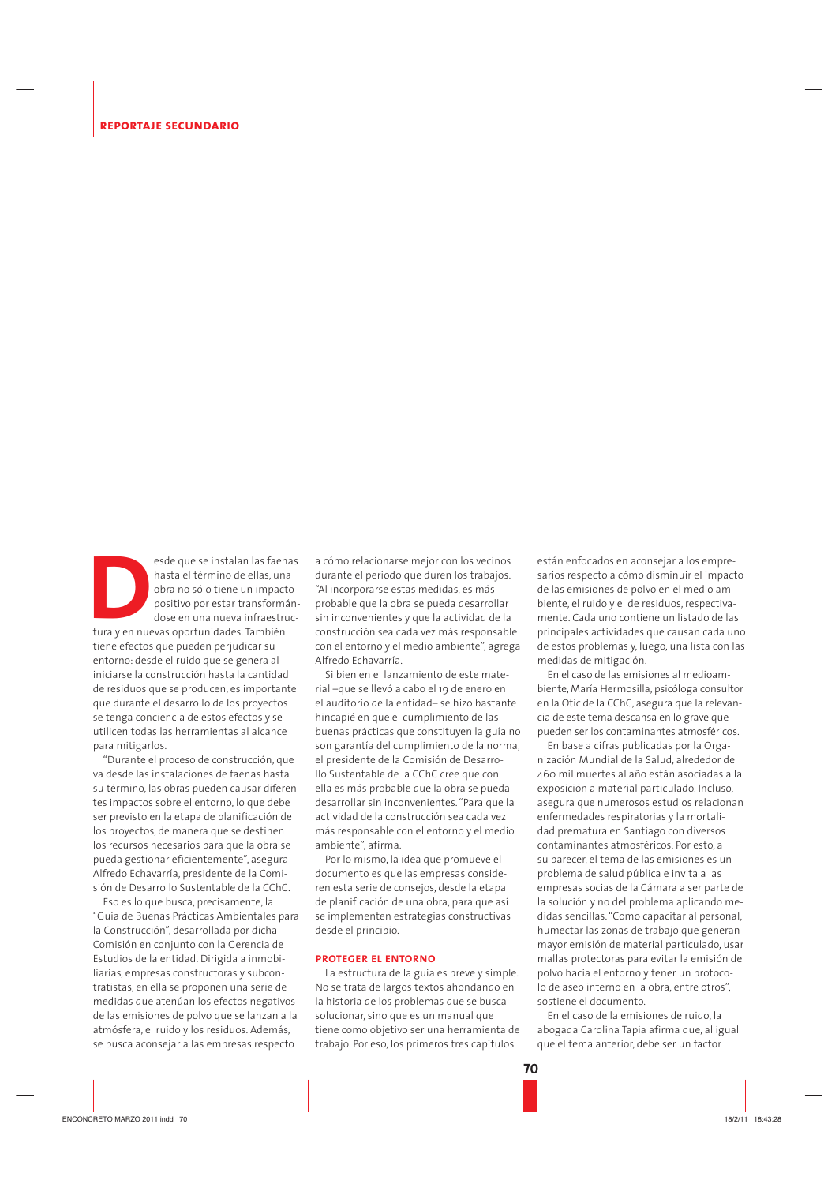**REPORTAJE SECUNDARIO**

Desde que se instalan las faenas hasta el término de ellas, una obra no sólo tiene un impacto positivo por estar transformándose en una nueva infraestructura y en nuevas oportunidades. También tiene efectos que pueden perjudicar su entorno: desde el ruido que se genera al iniciarse la construcción hasta la cantidad de residuos que se producen, es importante que durante el desarrollo de los proyectos se tenga conciencia de estos efectos y se utilicen todas las herramientas al alcance para mitigarlos.

"Durante el proceso de construcción, que va desde las instalaciones de faenas hasta su término, las obras pueden causar diferentes impactos sobre el entorno, lo que debe ser previsto en la etapa de planificación de los proyectos, de manera que se destinen los recursos necesarios para que la obra se pueda gestionar eficientemente", asegura Alfredo Echavarría, presidente de la Comisión de Desarrollo Sustentable de la CChC.

Eso es lo que busca, precisamente, la "Guía de Buenas Prácticas Ambientales para la Construcción", desarrollada por dicha Comisión en conjunto con la Gerencia de Estudios de la entidad. Dirigida a inmobiliarias, empresas constructoras y subcontratistas, en ella se proponen una serie de medidas que atenúan los efectos negativos de las emisiones de polvo que se lanzan a la atmósfera, el ruido y los residuos. Además, se busca aconsejar a las empresas respecto a cómo relacionarse mejor con los vecinos durante el periodo que duren los trabajos. "Al incorporarse estas medidas, es más probable que la obra se pueda desarrollar sin inconvenientes y que la actividad de la construcción sea cada vez más responsable con el entorno y el medio ambiente", agrega Alfredo Echavarría.

Si bien en el lanzamiento de este material –que se llevó a cabo el 19 de enero en el auditorio de la entidad– se hizo bastante hincapié en que el cumplimiento de las buenas prácticas que constituyen la guía no son garantía del cumplimiento de la norma, el presidente de la Comisión de Desarrollo Sustentable de la CChC cree que con ella es más probable que la obra se pueda desarrollar sin inconvenientes. "Para que la actividad de la construcción sea cada vez más responsable con el entorno y el medio ambiente", afirma.

Por lo mismo, la idea que promueve el documento es que las empresas consideren esta serie de consejos, desde la etapa de planificación de una obra, para que así se implementen estrategias constructivas desde el principio.

## PROTEGER EL ENTORNO

La estructura de la guía es breve y simple. No se trata de largos textos ahondando en la historia de los problemas que se busca solucionar, sino que es un manual que tiene como objetivo ser una herramienta de trabajo. Por eso, los primeros tres capítulos están enfocados en aconsejar a los empresarios respecto a cómo disminuir el impacto de las emisiones de polvo en el medio ambiente, el ruido y el de residuos, respectivamente. Cada uno contiene un listado de las principales actividades que causan cada uno de estos problemas y, luego, una lista con las medidas de mitigación.

En el caso de las emisiones al medioambiente, María Hermosilla, psicóloga consultor en la Otic de la CChC, asegura que la relevancia de este tema descansa en lo grave que pueden ser los contaminantes atmosféricos.

En base a cifras publicadas por la Organización Mundial de la Salud, alrededor de 460 mil muertes al año están asociadas a la exposición a material particulado. Incluso, asegura que numerosos estudios relacionan enfermedades respiratorias y la mortalidad prematura en Santiago con diversos contaminantes atmosféricos. Por esto, a su parecer, el tema de las emisiones es un problema de salud pública e invita a las empresas socias de la Cámara a ser parte de la solución y no del problema aplicando medidas sencillas. "Como capacitar al personal, humectar las zonas de trabajo que generan mayor emisión de material particulado, usar mallas protectoras para evitar la emisión de polvo hacia el entorno y tener un protocolo de aseo interno en la obra, entre otros", sostiene el documento.

En el caso de la emisiones de ruido, la abogada Carolina Tapia afirma que, al igual que el tema anterior, debe ser un factor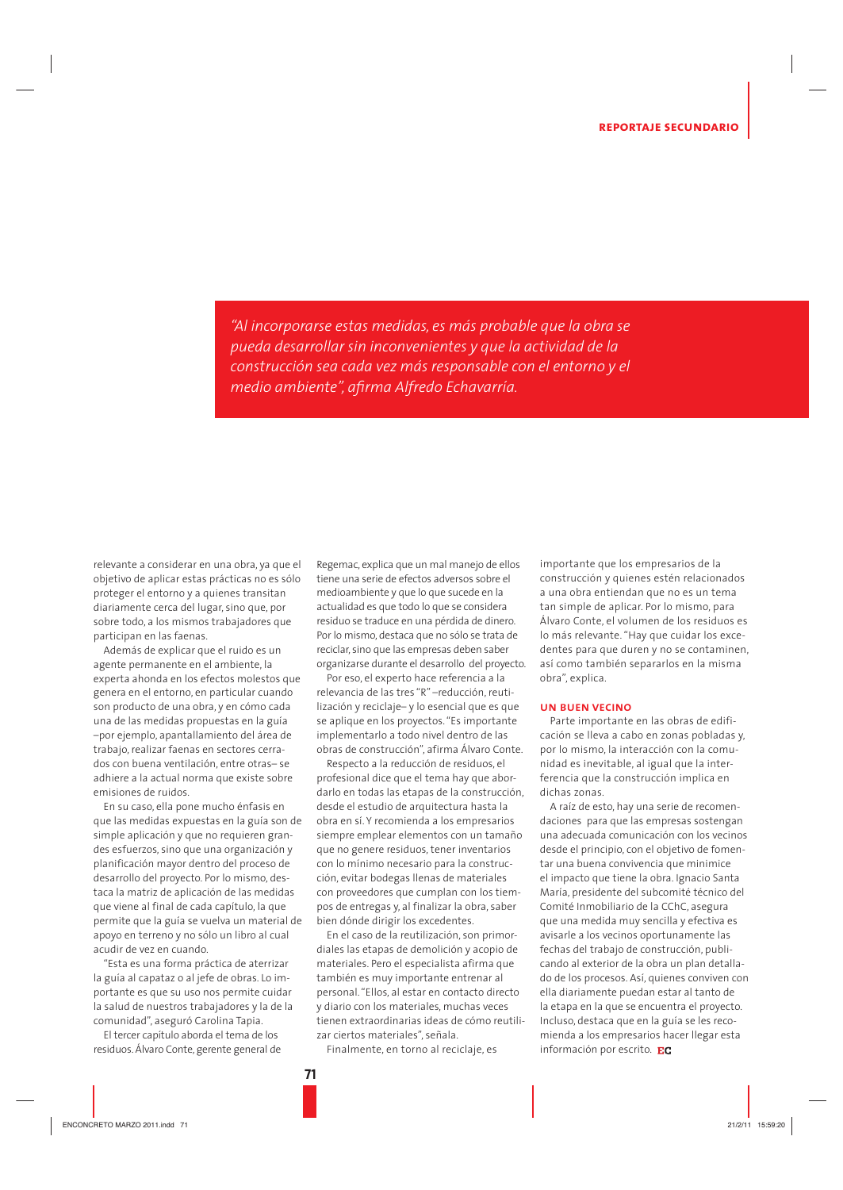*"Al incorporarse estas medidas, es más probable que la obra se pueda desarrollar sin inconvenientes y que la actividad de la construcción sea cada vez más responsable con el entorno y el medio ambiente", afirma Alfredo Echavarría.*

relevante a considerar en una obra, ya que el objetivo de aplicar estas prácticas no es sólo proteger el entorno y a quienes transitan diariamente cerca del lugar, sino que, por sobre todo, a los mismos trabajadores que participan en las faenas.

Además de explicar que el ruido es un agente permanente en el ambiente, la experta ahonda en los efectos molestos que genera en el entorno, en particular cuando son producto de una obra, y en cómo cada una de las medidas propuestas en la guía –por ejemplo, apantallamiento del área de trabajo, realizar faenas en sectores cerrados con buena ventilación, entre otras– se adhiere a la actual norma que existe sobre emisiones de ruidos.

En su caso, ella pone mucho énfasis en que las medidas expuestas en la guía son de simple aplicación y que no requieren grandes esfuerzos, sino que una organización y planificación mayor dentro del proceso de desarrollo del proyecto. Por lo mismo, destaca la matriz de aplicación de las medidas que viene al final de cada capítulo, la que permite que la guía se vuelva un material de apoyo en terreno y no sólo un libro al cual acudir de vez en cuando.

"Esta es una forma práctica de aterrizar la guía al capataz o al jefe de obras. Lo importante es que su uso nos permite cuidar la salud de nuestros trabajadores y la de la comunidad", aseguró Carolina Tapia.

El tercer capítulo aborda el tema de los residuos. Álvaro Conte, gerente general de Regemac, explica que un mal manejo de ellos tiene una serie de efectos adversos sobre el medioambiente y que lo que sucede en la actualidad es que todo lo que se considera residuo se traduce en una pérdida de dinero. Por lo mismo, destaca que no sólo se trata de reciclar, sino que las empresas deben saber organizarse durante el desarrollo del proyecto.

Por eso, el experto hace referencia a la relevancia de las tres "R" –reducción, reutilización y reciclaje– y lo esencial que es que se aplique en los proyectos. "Es importante implementarlo a todo nivel dentro de las obras de construcción", afirma Álvaro Conte.

Respecto a la reducción de residuos, el profesional dice que el tema hay que abordarlo en todas las etapas de la construcción, desde el estudio de arquitectura hasta la obra en sí. Y recomienda a los empresarios siempre emplear elementos con un tamaño que no genere residuos, tener inventarios con lo mínimo necesario para la construcción, evitar bodegas llenas de materiales con proveedores que cumplan con los tiempos de entregas y, al finalizar la obra, saber bien dónde dirigir los excedentes.

En el caso de la reutilización, son primordiales las etapas de demolición y acopio de materiales. Pero el especialista afirma que también es muy importante entrenar al personal. "Ellos, al estar en contacto directo y diario con los materiales, muchas veces tienen extraordinarias ideas de cómo reutilizar ciertos materiales", señala.

Finalmente, en torno al reciclaje, es importante que los empresarios de la construcción y quienes estén relacionados a una obra entiendan que no es un tema tan simple de aplicar. Por lo mismo, para Álvaro Conte, el volumen de los residuos es lo más relevante. "Hay que cuidar los excedentes para que duren y no se contaminen, así como también separarlos en la misma obra", explica.

## UN BUEN VECINO

Parte importante en las obras de edificación se lleva a cabo en zonas pobladas y, por lo mismo, la interacción con la comunidad es inevitable, al igual que la interferencia que la construcción implica en dichas zonas.

A raíz de esto, hay una serie de recomendaciones para que las empresas sostengan una adecuada comunicación con los vecinos desde el principio, con el objetivo de fomentar una buena convivencia que minimice el impacto que tiene la obra. Ignacio Santa María, presidente del subcomité técnico del Comité Inmobiliario de la CChC, asegura que una medida muy sencilla y efectiva es avisarle a los vecinos oportunamente las fechas del trabajo de construcción, publicando al exterior de la obra un plan detallado de los procesos. Así, quienes conviven con ella diariamente puedan estar al tanto de la etapa en la que se encuentra el proyecto. Incluso, destaca que en la guía se les recomienda a los empresarios hacer llegar esta información por escrito. **EC**